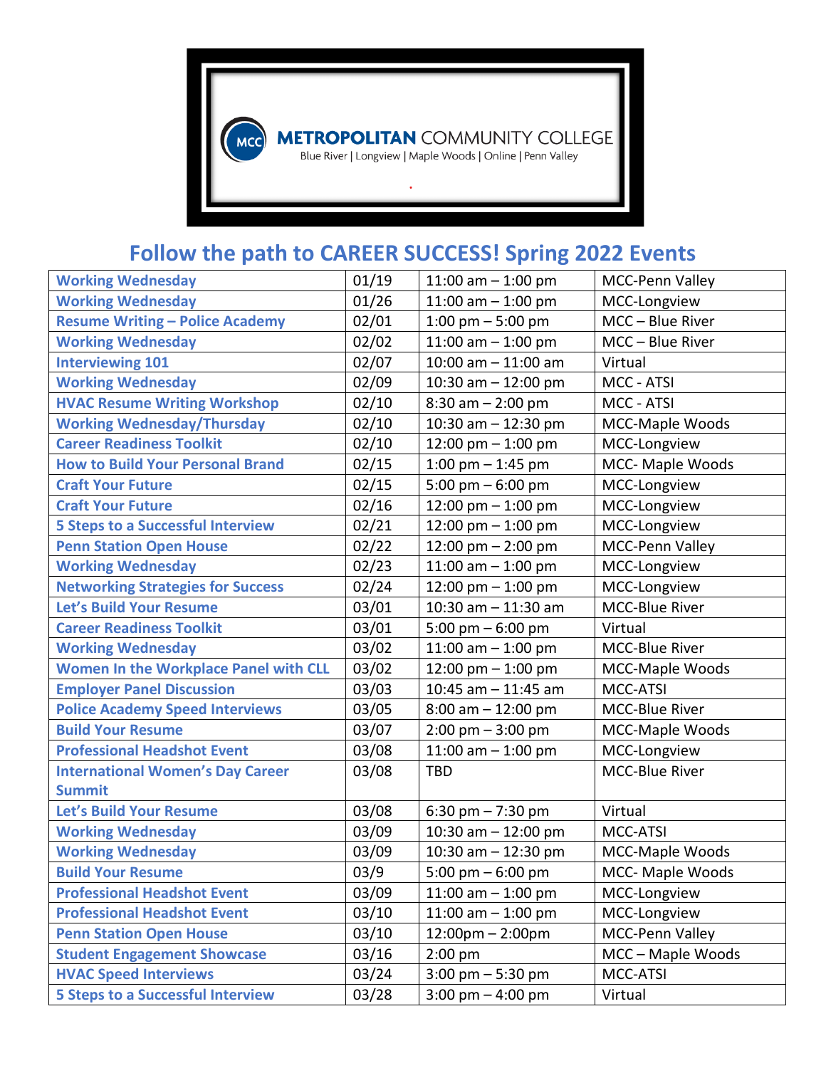METROPOLITAN COMMUNITY COLLEGE
Blue River | Longview | Maple Woods | Online | Penn Valley

## Follow the path to CAREER SUCCESS! Spring 2022 Events

| Event | Date | Time | Location |
|---|---|---|---|
| Working Wednesday | 01/19 | 11:00 am – 1:00 pm | MCC-Penn Valley |
| Working Wednesday | 01/26 | 11:00 am – 1:00 pm | MCC-Longview |
| Resume Writing – Police Academy | 02/01 | 1:00 pm – 5:00 pm | MCC – Blue River |
| Working Wednesday | 02/02 | 11:00 am – 1:00 pm | MCC – Blue River |
| Interviewing 101 | 02/07 | 10:00 am – 11:00 am | Virtual |
| Working Wednesday | 02/09 | 10:30 am – 12:00 pm | MCC - ATSI |
| HVAC Resume Writing Workshop | 02/10 | 8:30 am – 2:00 pm | MCC - ATSI |
| Working Wednesday/Thursday | 02/10 | 10:30 am – 12:30 pm | MCC-Maple Woods |
| Career Readiness Toolkit | 02/10 | 12:00 pm – 1:00 pm | MCC-Longview |
| How to Build Your Personal Brand | 02/15 | 1:00 pm – 1:45 pm | MCC- Maple Woods |
| Craft Your Future | 02/15 | 5:00 pm – 6:00 pm | MCC-Longview |
| Craft Your Future | 02/16 | 12:00 pm – 1:00 pm | MCC-Longview |
| 5 Steps to a Successful Interview | 02/21 | 12:00 pm – 1:00 pm | MCC-Longview |
| Penn Station Open House | 02/22 | 12:00 pm – 2:00 pm | MCC-Penn Valley |
| Working Wednesday | 02/23 | 11:00 am – 1:00 pm | MCC-Longview |
| Networking Strategies for Success | 02/24 | 12:00 pm – 1:00 pm | MCC-Longview |
| Let's Build Your Resume | 03/01 | 10:30 am – 11:30 am | MCC-Blue River |
| Career Readiness Toolkit | 03/01 | 5:00 pm – 6:00 pm | Virtual |
| Working Wednesday | 03/02 | 11:00 am – 1:00 pm | MCC-Blue River |
| Women In the Workplace Panel with CLL | 03/02 | 12:00 pm – 1:00 pm | MCC-Maple Woods |
| Employer Panel Discussion | 03/03 | 10:45 am – 11:45 am | MCC-ATSI |
| Police Academy Speed Interviews | 03/05 | 8:00 am – 12:00 pm | MCC-Blue River |
| Build Your Resume | 03/07 | 2:00 pm – 3:00 pm | MCC-Maple Woods |
| Professional Headshot Event | 03/08 | 11:00 am – 1:00 pm | MCC-Longview |
| International Women's Day Career Summit | 03/08 | TBD | MCC-Blue River |
| Let's Build Your Resume | 03/08 | 6:30 pm – 7:30 pm | Virtual |
| Working Wednesday | 03/09 | 10:30 am – 12:00 pm | MCC-ATSI |
| Working Wednesday | 03/09 | 10:30 am – 12:30 pm | MCC-Maple Woods |
| Build Your Resume | 03/9 | 5:00 pm – 6:00 pm | MCC- Maple Woods |
| Professional Headshot Event | 03/09 | 11:00 am – 1:00 pm | MCC-Longview |
| Professional Headshot Event | 03/10 | 11:00 am – 1:00 pm | MCC-Longview |
| Penn Station Open House | 03/10 | 12:00pm – 2:00pm | MCC-Penn Valley |
| Student Engagement Showcase | 03/16 | 2:00 pm | MCC – Maple Woods |
| HVAC Speed Interviews | 03/24 | 3:00 pm – 5:30 pm | MCC-ATSI |
| 5 Steps to a Successful Interview | 03/28 | 3:00 pm – 4:00 pm | Virtual |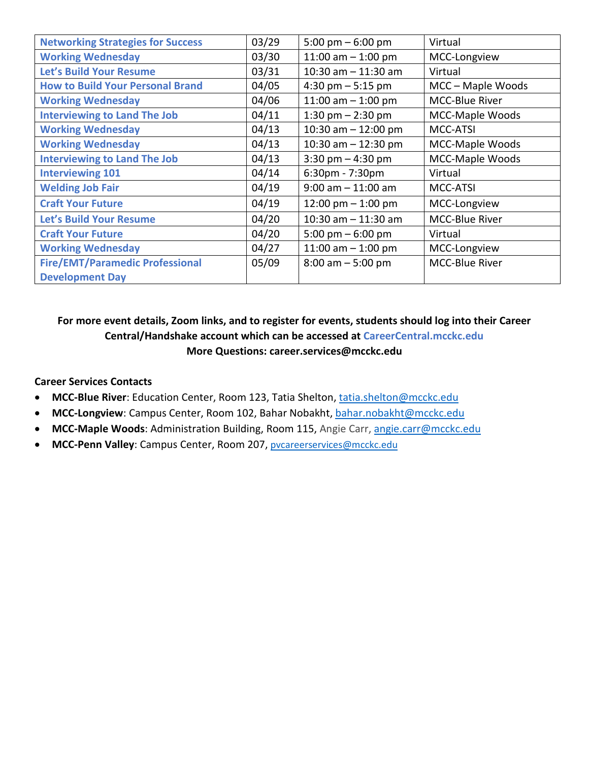| | | | |
|---|---|---|---|
| **Networking Strategies for Success** | 03/29 | 5:00 pm – 6:00 pm | Virtual |
| **Working Wednesday** | 03/30 | 11:00 am – 1:00 pm | MCC-Longview |
| **Let's Build Your Resume** | 03/31 | 10:30 am – 11:30 am | Virtual |
| **How to Build Your Personal Brand** | 04/05 | 4:30 pm – 5:15 pm | MCC – Maple Woods |
| **Working Wednesday** | 04/06 | 11:00 am – 1:00 pm | MCC-Blue River |
| **Interviewing to Land The Job** | 04/11 | 1:30 pm – 2:30 pm | MCC-Maple Woods |
| **Working Wednesday** | 04/13 | 10:30 am – 12:00 pm | MCC-ATSI |
| **Working Wednesday** | 04/13 | 10:30 am – 12:30 pm | MCC-Maple Woods |
| **Interviewing to Land The Job** | 04/13 | 3:30 pm – 4:30 pm | MCC-Maple Woods |
| **Interviewing 101** | 04/14 | 6:30pm - 7:30pm | Virtual |
| **Welding Job Fair** | 04/19 | 9:00 am – 11:00 am | MCC-ATSI |
| **Craft Your Future** | 04/19 | 12:00 pm – 1:00 pm | MCC-Longview |
| **Let's Build Your Resume** | 04/20 | 10:30 am – 11:30 am | MCC-Blue River |
| **Craft Your Future** | 04/20 | 5:00 pm – 6:00 pm | Virtual |
| **Working Wednesday** | 04/27 | 11:00 am – 1:00 pm | MCC-Longview |
| **Fire/EMT/Paramedic Professional Development Day** | 05/09 | 8:00 am – 5:00 pm | MCC-Blue River |

**For more event details, Zoom links, and to register for events, students should log into their Career Central/Handshake account which can be accessed at CareerCentral.mcckc.edu**
**More Questions: career.services@mcckc.edu**

**Career Services Contacts**

- **MCC-Blue River**: Education Center, Room 123, Tatia Shelton, tatia.shelton@mcckc.edu
- **MCC-Longview**: Campus Center, Room 102, Bahar Nobakht, bahar.nobakht@mcckc.edu
- **MCC-Maple Woods**: Administration Building, Room 115, Angie Carr, angie.carr@mcckc.edu
- **MCC-Penn Valley**: Campus Center, Room 207, pvcareerservices@mcckc.edu